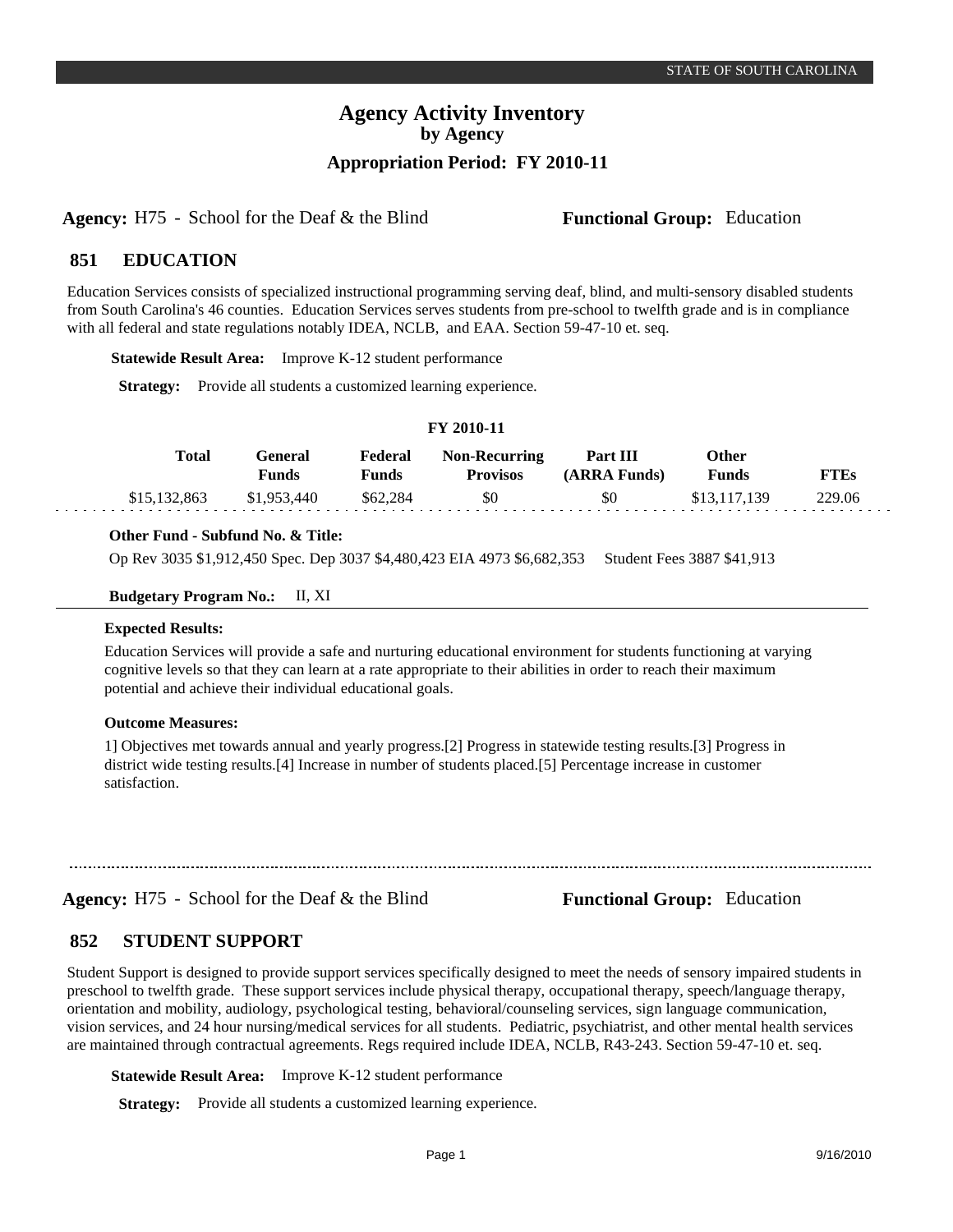# Agency Activity Inventory
## by Agency
### Appropriation Period: FY 2010-11

**Agency:** H75 - School for the Deaf & the Blind **Functional Group:** Education

## 851 EDUCATION

Education Services consists of specialized instructional programming serving deaf, blind, and multi-sensory disabled students from South Carolina's 46 counties. Education Services serves students from pre-school to twelfth grade and is in compliance with all federal and state regulations notably IDEA, NCLB, and EAA. Section 59-47-10 et. seq.

**Statewide Result Area:** Improve K-12 student performance

**Strategy:** Provide all students a customized learning experience.

**FY 2010-11**

| Total | General Funds | Federal Funds | Non-Recurring Provisos | Part III (ARRA Funds) | Other Funds | FTEs |
|---|---|---|---|---|---|---|
| $15,132,863 | $1,953,440 | $62,284 | $0 | $0 | $13,117,139 | 229.06 |

**Other Fund - Subfund No. & Title:**

Op Rev 3035 $1,912,450 Spec. Dep 3037 $4,480,423 EIA 4973 $6,682,353 Student Fees 3887 $41,913

**Budgetary Program No.:** II, XI

**Expected Results:**

Education Services will provide a safe and nurturing educational environment for students functioning at varying cognitive levels so that they can learn at a rate appropriate to their abilities in order to reach their maximum potential and achieve their individual educational goals.

**Outcome Measures:**

1] Objectives met towards annual and yearly progress.[2] Progress in statewide testing results.[3] Progress in district wide testing results.[4] Increase in number of students placed.[5] Percentage increase in customer satisfaction.

---

**Agency:** H75 - School for the Deaf & the Blind **Functional Group:** Education

## 852 STUDENT SUPPORT

Student Support is designed to provide support services specifically designed to meet the needs of sensory impaired students in preschool to twelfth grade. These support services include physical therapy, occupational therapy, speech/language therapy, orientation and mobility, audiology, psychological testing, behavioral/counseling services, sign language communication, vision services, and 24 hour nursing/medical services for all students. Pediatric, psychiatrist, and other mental health services are maintained through contractual agreements. Regs required include IDEA, NCLB, R43-243. Section 59-47-10 et. seq.

**Statewide Result Area:** Improve K-12 student performance

**Strategy:** Provide all students a customized learning experience.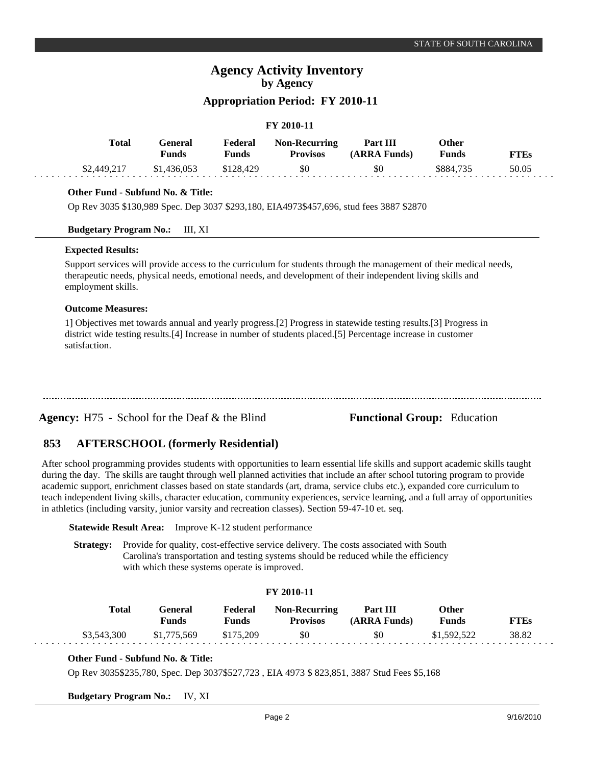# Agency Activity Inventory

## by Agency

### Appropriation Period: FY 2010-11

**FY 2010-11**

| Total | General Funds | Federal Funds | Non-Recurring Provisos | Part III (ARRA Funds) | Other Funds | FTEs |
|---|---|---|---|---|---|---|
| \$2,449,217 | \$1,436,053 | \$128,429 | \$0 | \$0 | \$884,735 | 50.05 |

**Other Fund - Subfund No. & Title:**

Op Rev 3035 \$130,989 Spec. Dep 3037 \$293,180, EIA4973\$457,696, stud fees 3887 \$2870

**Budgetary Program No.:** III, XI

**Expected Results:**

Support services will provide access to the curriculum for students through the management of their medical needs, therapeutic needs, physical needs, emotional needs, and development of their independent living skills and employment skills.

**Outcome Measures:**

1] Objectives met towards annual and yearly progress.[2] Progress in statewide testing results.[3] Progress in district wide testing results.[4] Increase in number of students placed.[5] Percentage increase in customer satisfaction.

---

**Agency:** H75 - School for the Deaf & the Blind **Functional Group:** Education

## 853 AFTERSCHOOL (formerly Residential)

After school programming provides students with opportunities to learn essential life skills and support academic skills taught during the day. The skills are taught through well planned activities that include an after school tutoring program to provide academic support, enrichment classes based on state standards (art, drama, service clubs etc.), expanded core curriculum to teach independent living skills, character education, community experiences, service learning, and a full array of opportunities in athletics (including varsity, junior varsity and recreation classes). Section 59-47-10 et. seq.

**Statewide Result Area:** Improve K-12 student performance

**Strategy:** Provide for quality, cost-effective service delivery. The costs associated with South Carolina's transportation and testing systems should be reduced while the efficiency with which these systems operate is improved.

**FY 2010-11**

| Total | General Funds | Federal Funds | Non-Recurring Provisos | Part III (ARRA Funds) | Other Funds | FTEs |
|---|---|---|---|---|---|---|
| \$3,543,300 | \$1,775,569 | \$175,209 | \$0 | \$0 | \$1,592,522 | 38.82 |

**Other Fund - Subfund No. & Title:**

Op Rev 3035\$235,780, Spec. Dep 3037\$527,723 , EIA 4973 \$ 823,851, 3887 Stud Fees \$5,168

**Budgetary Program No.:** IV, XI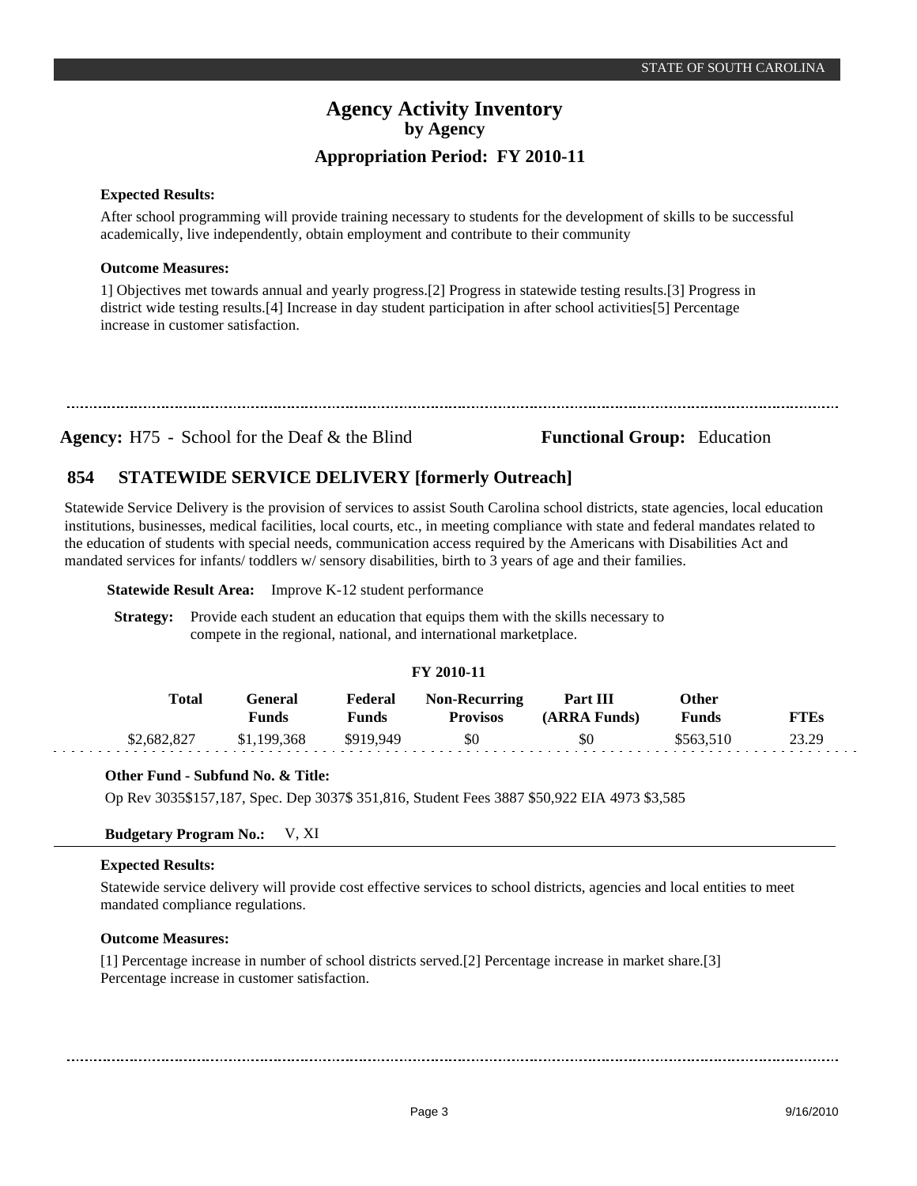**Expected Results:**

After school programming will provide training necessary to students for the development of skills to be successful academically, live independently, obtain employment and contribute to their community

**Outcome Measures:**

1] Objectives met towards annual and yearly progress.[2] Progress in statewide testing results.[3] Progress in district wide testing results.[4] Increase in day student participation in after school activities[5] Percentage increase in customer satisfaction.

---

**Agency:** H75 - School for the Deaf & the Blind **Functional Group:** Education

## 854 STATEWIDE SERVICE DELIVERY [formerly Outreach]

Statewide Service Delivery is the provision of services to assist South Carolina school districts, state agencies, local education institutions, businesses, medical facilities, local courts, etc., in meeting compliance with state and federal mandates related to the education of students with special needs, communication access required by the Americans with Disabilities Act and mandated services for infants/ toddlers w/ sensory disabilities, birth to 3 years of age and their families.

**Statewide Result Area:** Improve K-12 student performance

**Strategy:** Provide each student an education that equips them with the skills necessary to compete in the regional, national, and international marketplace.

**FY 2010-11**

| Total | General Funds | Federal Funds | Non-Recurring Provisos | Part III (ARRA Funds) | Other Funds | FTEs |
|---|---|---|---|---|---|---|
| $2,682,827 | $1,199,368 | $919,949 | $0 | $0 | $563,510 | 23.29 |

**Other Fund - Subfund No. & Title:**

Op Rev 3035$157,187, Spec. Dep 3037$ 351,816, Student Fees 3887 $50,922 EIA 4973 $3,585

**Budgetary Program No.:** V, XI

**Expected Results:**

Statewide service delivery will provide cost effective services to school districts, agencies and local entities to meet mandated compliance regulations.

**Outcome Measures:**

[1] Percentage increase in number of school districts served.[2] Percentage increase in market share.[3] Percentage increase in customer satisfaction.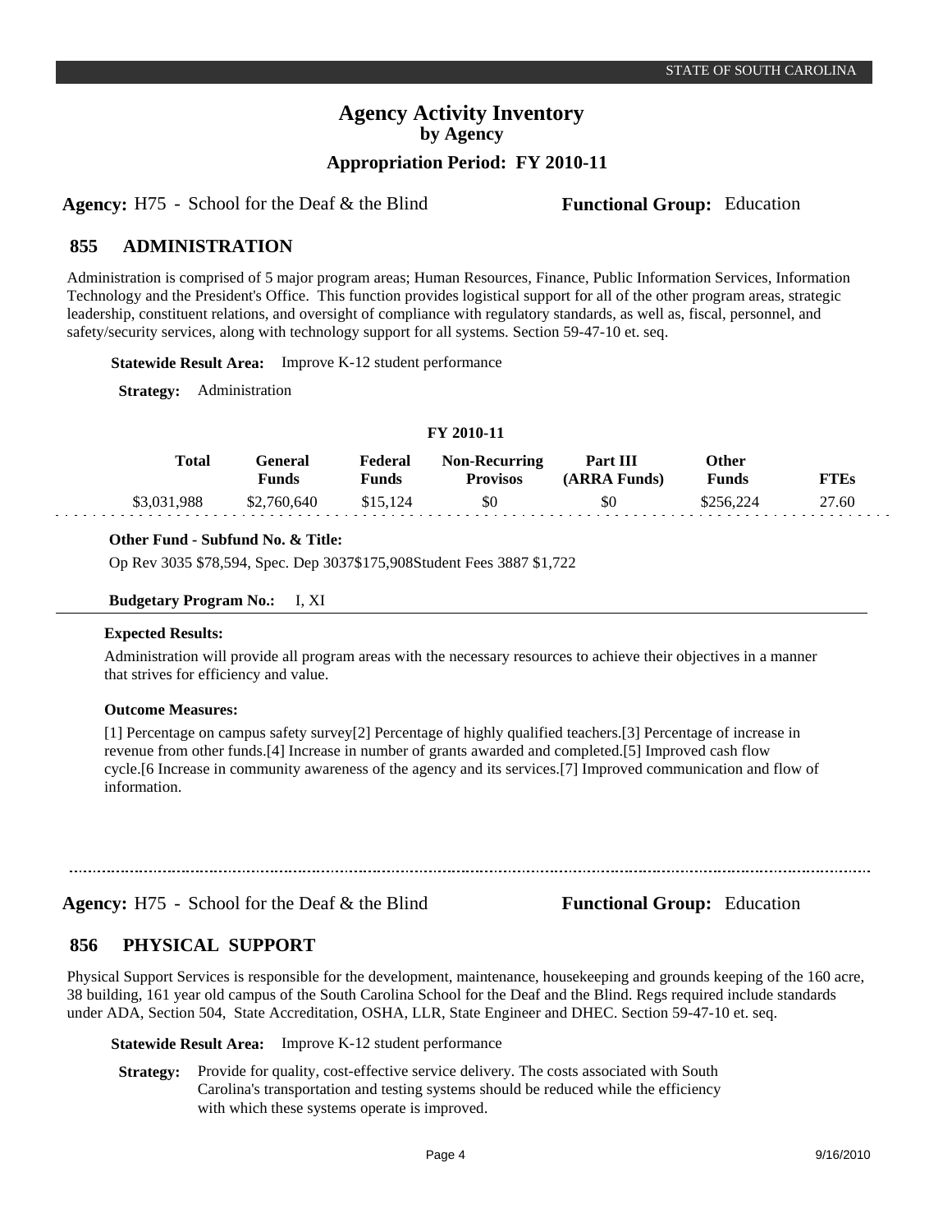# Agency Activity Inventory
## by Agency
### Appropriation Period: FY 2010-11

**Agency:** H75 - School for the Deaf & the Blind **Functional Group:** Education

## 855 ADMINISTRATION

Administration is comprised of 5 major program areas; Human Resources, Finance, Public Information Services, Information Technology and the President's Office. This function provides logistical support for all of the other program areas, strategic leadership, constituent relations, and oversight of compliance with regulatory standards, as well as, fiscal, personnel, and safety/security services, along with technology support for all systems. Section 59-47-10 et. seq.

**Statewide Result Area:** Improve K-12 student performance

**Strategy:** Administration

**FY 2010-11**

| Total | General Funds | Federal Funds | Non-Recurring Provisos | Part III (ARRA Funds) | Other Funds | FTEs |
|---|---|---|---|---|---|---|
| $3,031,988 | $2,760,640 | $15,124 | $0 | $0 | $256,224 | 27.60 |

**Other Fund - Subfund No. & Title:**

Op Rev 3035 $78,594, Spec. Dep 3037$175,908Student Fees 3887 $1,722

**Budgetary Program No.:** I, XI

**Expected Results:**

Administration will provide all program areas with the necessary resources to achieve their objectives in a manner that strives for efficiency and value.

**Outcome Measures:**

[1] Percentage on campus safety survey[2] Percentage of highly qualified teachers.[3] Percentage of increase in revenue from other funds.[4] Increase in number of grants awarded and completed.[5] Improved cash flow cycle.[6 Increase in community awareness of the agency and its services.[7] Improved communication and flow of information.

---

**Agency:** H75 - School for the Deaf & the Blind **Functional Group:** Education

## 856 PHYSICAL SUPPORT

Physical Support Services is responsible for the development, maintenance, housekeeping and grounds keeping of the 160 acre, 38 building, 161 year old campus of the South Carolina School for the Deaf and the Blind. Regs required include standards under ADA, Section 504, State Accreditation, OSHA, LLR, State Engineer and DHEC. Section 59-47-10 et. seq.

**Statewide Result Area:** Improve K-12 student performance

**Strategy:** Provide for quality, cost-effective service delivery. The costs associated with South Carolina's transportation and testing systems should be reduced while the efficiency with which these systems operate is improved.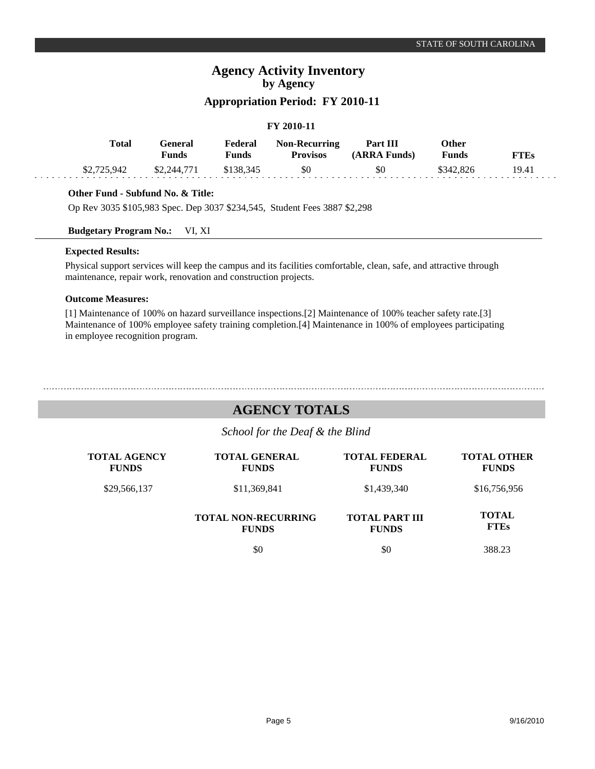# Agency Activity Inventory

## by Agency

## Appropriation Period: FY 2010-11

**FY 2010-11**

| Total | General Funds | Federal Funds | Non-Recurring Provisos | Part III (ARRA Funds) | Other Funds | FTEs |
|---|---|---|---|---|---|---|
| $2,725,942 | $2,244,771 | $138,345 | $0 | $0 | $342,826 | 19.41 |

**Other Fund - Subfund No. & Title:**

Op Rev 3035 $105,983 Spec. Dep 3037 $234,545, Student Fees 3887 $2,298

**Budgetary Program No.:** VI, XI

**Expected Results:**

Physical support services will keep the campus and its facilities comfortable, clean, safe, and attractive through maintenance, repair work, renovation and construction projects.

**Outcome Measures:**

[1] Maintenance of 100% on hazard surveillance inspections.[2] Maintenance of 100% teacher safety rate.[3] Maintenance of 100% employee safety training completion.[4] Maintenance in 100% of employees participating in employee recognition program.

## AGENCY TOTALS

*School for the Deaf & the Blind*

| TOTAL AGENCY FUNDS | TOTAL GENERAL FUNDS | TOTAL FEDERAL FUNDS | TOTAL OTHER FUNDS |
|---|---|---|---|
| $29,566,137 | $11,369,841 | $1,439,340 | $16,756,956 |

| TOTAL NON-RECURRING FUNDS | TOTAL PART III FUNDS | TOTAL FTEs |
|---|---|---|
| $0 | $0 | 388.23 |